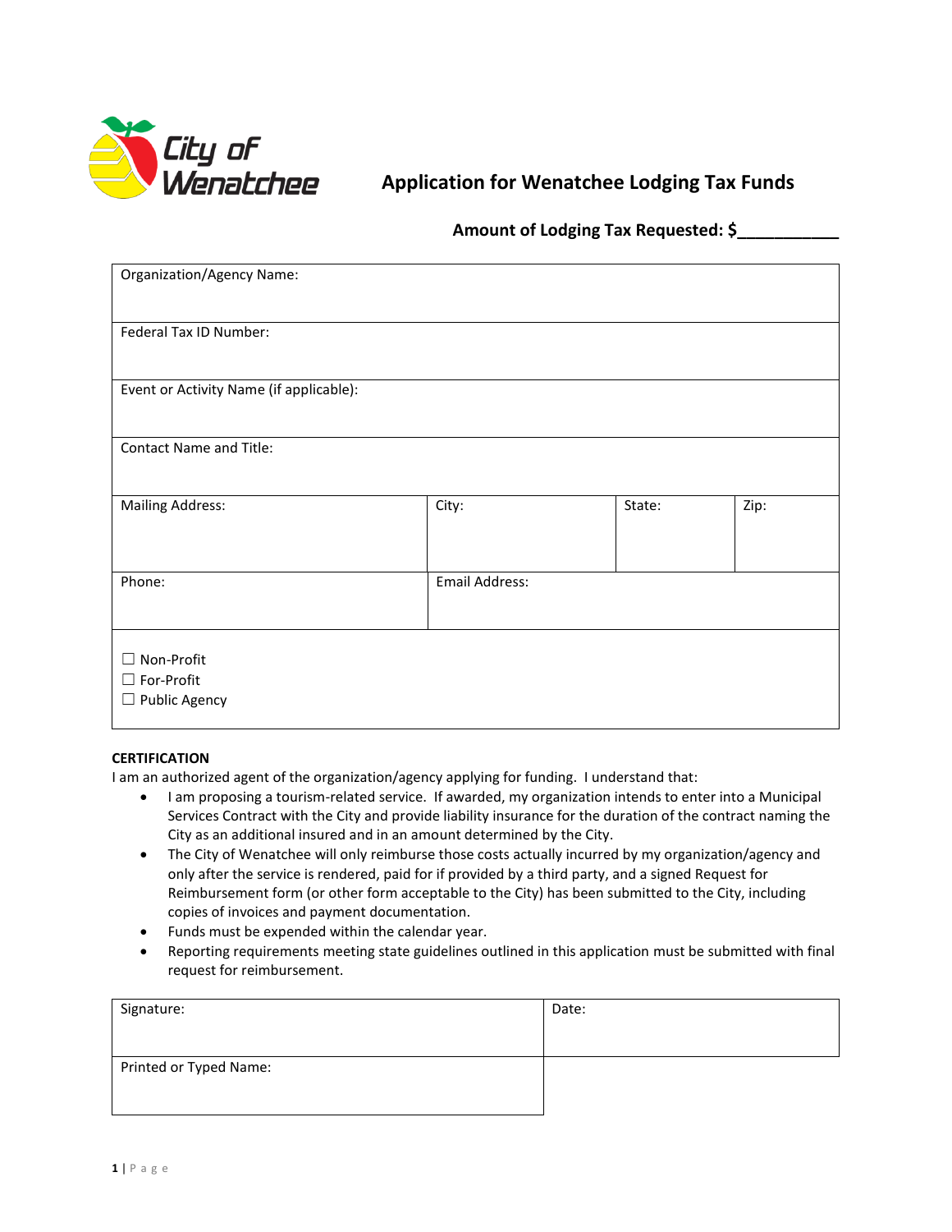City of Wenatchee

# Application for Wenatchee Lodging Tax Funds

**Amount of Lodging Tax Requested: $__________**

| Organization/Agency Name: | | | |
|---|---|---|---|
| Federal Tax ID Number: | | | |
| Event or Activity Name (if applicable): | | | |
| Contact Name and Title: | | | |
| Mailing Address: | City: | State: | Zip: |
| Phone: | Email Address: | | |
| ☐ Non-Profit<br>☐ For-Profit<br>☐ Public Agency | | | |

**CERTIFICATION**

I am an authorized agent of the organization/agency applying for funding. I understand that:

- I am proposing a tourism-related service. If awarded, my organization intends to enter into a Municipal Services Contract with the City and provide liability insurance for the duration of the contract naming the City as an additional insured and in an amount determined by the City.
- The City of Wenatchee will only reimburse those costs actually incurred by my organization/agency and only after the service is rendered, paid for if provided by a third party, and a signed Request for Reimbursement form (or other form acceptable to the City) has been submitted to the City, including copies of invoices and payment documentation.
- Funds must be expended within the calendar year.
- Reporting requirements meeting state guidelines outlined in this application must be submitted with final request for reimbursement.

| Signature: | Date: |
|---|---|
| Printed or Typed Name: | |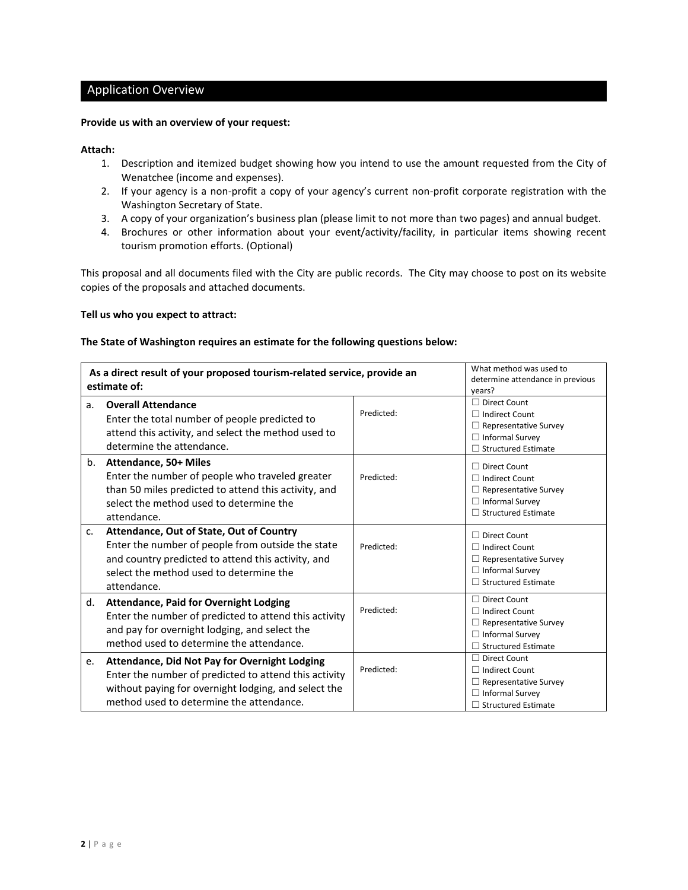## Application Overview

**Provide us with an overview of your request:**

**Attach:**

1. Description and itemized budget showing how you intend to use the amount requested from the City of Wenatchee (income and expenses).
2. If your agency is a non-profit a copy of your agency's current non-profit corporate registration with the Washington Secretary of State.
3. A copy of your organization's business plan (please limit to not more than two pages) and annual budget.
4. Brochures or other information about your event/activity/facility, in particular items showing recent tourism promotion efforts. (Optional)

This proposal and all documents filed with the City are public records. The City may choose to post on its website copies of the proposals and attached documents.

**Tell us who you expect to attract:**

**The State of Washington requires an estimate for the following questions below:**

| **As a direct result of your proposed tourism-related service, provide an estimate of:** | | What method was used to determine attendance in previous years? |
|---|---|---|
| a. **Overall Attendance**<br>Enter the total number of people predicted to attend this activity, and select the method used to determine the attendance. | Predicted: | ☐ Direct Count<br>☐ Indirect Count<br>☐ Representative Survey<br>☐ Informal Survey<br>☐ Structured Estimate |
| b. **Attendance, 50+ Miles**<br>Enter the number of people who traveled greater than 50 miles predicted to attend this activity, and select the method used to determine the attendance. | Predicted: | ☐ Direct Count<br>☐ Indirect Count<br>☐ Representative Survey<br>☐ Informal Survey<br>☐ Structured Estimate |
| c. **Attendance, Out of State, Out of Country**<br>Enter the number of people from outside the state and country predicted to attend this activity, and select the method used to determine the attendance. | Predicted: | ☐ Direct Count<br>☐ Indirect Count<br>☐ Representative Survey<br>☐ Informal Survey<br>☐ Structured Estimate |
| d. **Attendance, Paid for Overnight Lodging**<br>Enter the number of predicted to attend this activity and pay for overnight lodging, and select the method used to determine the attendance. | Predicted: | ☐ Direct Count<br>☐ Indirect Count<br>☐ Representative Survey<br>☐ Informal Survey<br>☐ Structured Estimate |
| e. **Attendance, Did Not Pay for Overnight Lodging**<br>Enter the number of predicted to attend this activity without paying for overnight lodging, and select the method used to determine the attendance. | Predicted: | ☐ Direct Count<br>☐ Indirect Count<br>☐ Representative Survey<br>☐ Informal Survey<br>☐ Structured Estimate |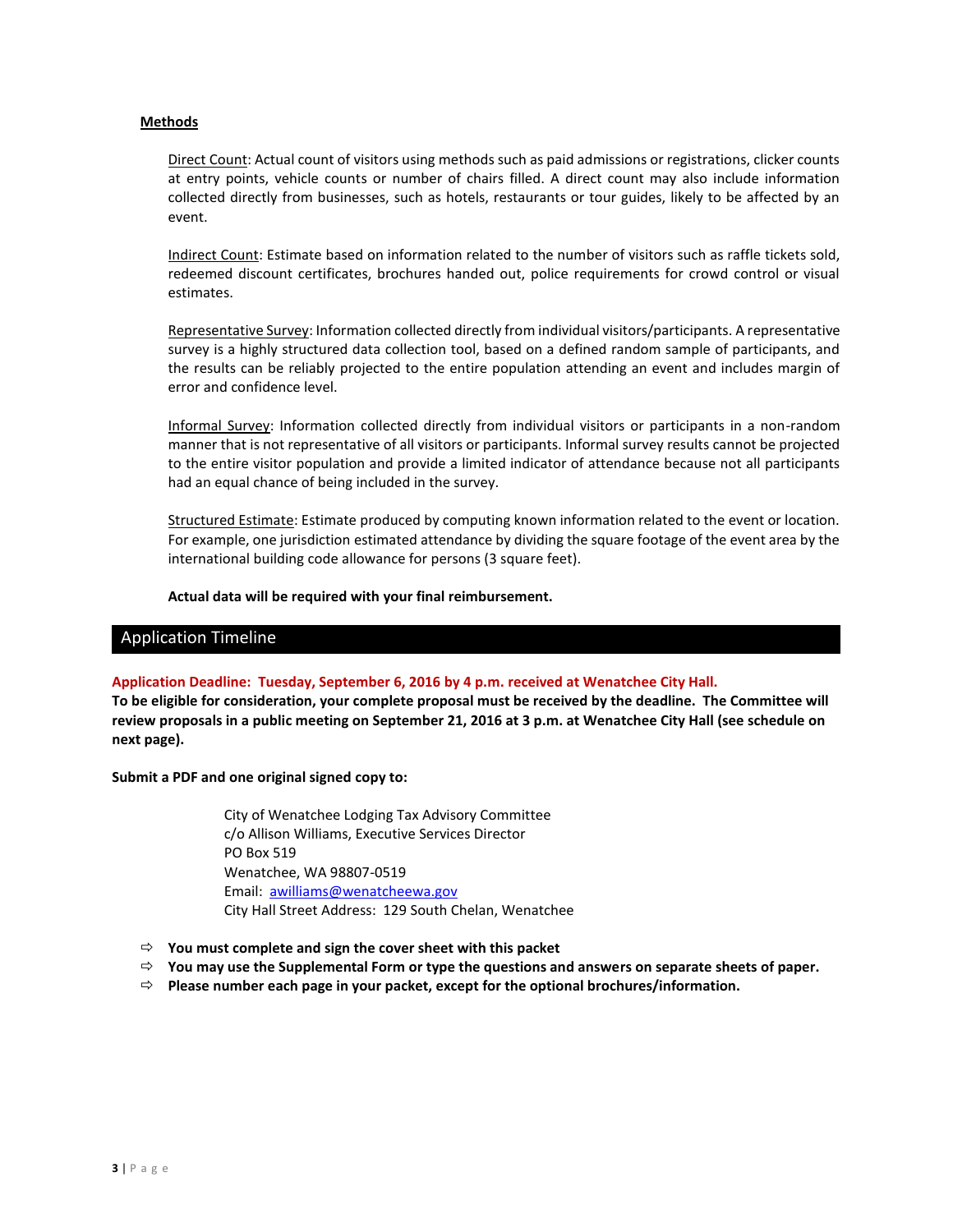**Methods**

Direct Count: Actual count of visitors using methods such as paid admissions or registrations, clicker counts at entry points, vehicle counts or number of chairs filled. A direct count may also include information collected directly from businesses, such as hotels, restaurants or tour guides, likely to be affected by an event.

Indirect Count: Estimate based on information related to the number of visitors such as raffle tickets sold, redeemed discount certificates, brochures handed out, police requirements for crowd control or visual estimates.

Representative Survey: Information collected directly from individual visitors/participants. A representative survey is a highly structured data collection tool, based on a defined random sample of participants, and the results can be reliably projected to the entire population attending an event and includes margin of error and confidence level.

Informal Survey: Information collected directly from individual visitors or participants in a non-random manner that is not representative of all visitors or participants. Informal survey results cannot be projected to the entire visitor population and provide a limited indicator of attendance because not all participants had an equal chance of being included in the survey.

Structured Estimate: Estimate produced by computing known information related to the event or location. For example, one jurisdiction estimated attendance by dividing the square footage of the event area by the international building code allowance for persons (3 square feet).

**Actual data will be required with your final reimbursement.**

## Application Timeline

**Application Deadline: Tuesday, September 6, 2016 by 4 p.m. received at Wenatchee City Hall.**
**To be eligible for consideration, your complete proposal must be received by the deadline. The Committee will review proposals in a public meeting on September 21, 2016 at 3 p.m. at Wenatchee City Hall (see schedule on next page).**

**Submit a PDF and one original signed copy to:**

City of Wenatchee Lodging Tax Advisory Committee
c/o Allison Williams, Executive Services Director
PO Box 519
Wenatchee, WA 98807-0519
Email: awilliams@wenatcheewa.gov
City Hall Street Address: 129 South Chelan, Wenatchee

- **You must complete and sign the cover sheet with this packet**
- **You may use the Supplemental Form or type the questions and answers on separate sheets of paper.**
- **Please number each page in your packet, except for the optional brochures/information.**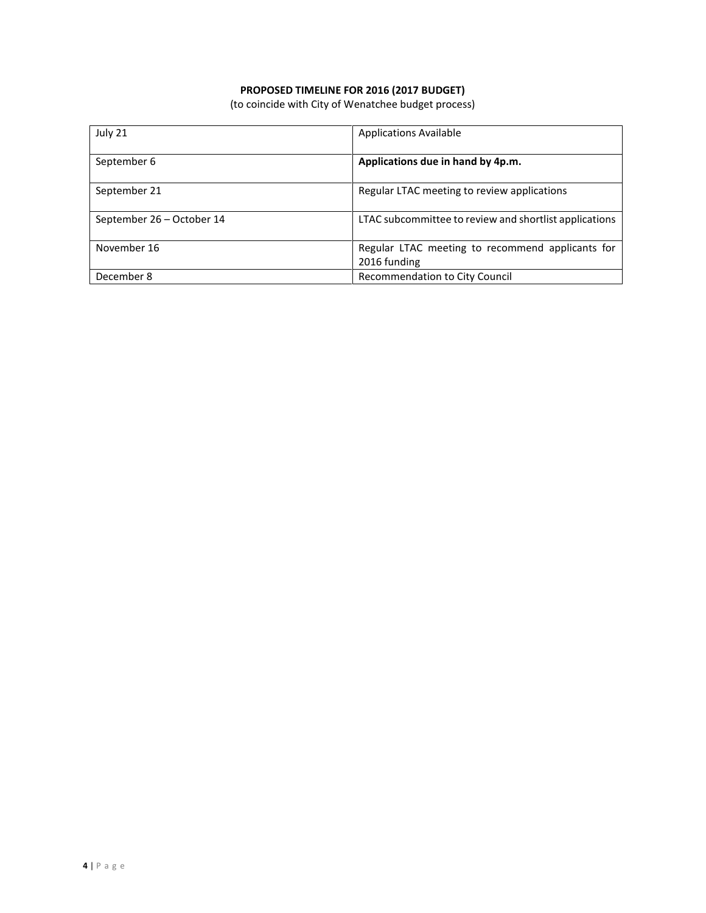**PROPOSED TIMELINE FOR 2016 (2017 BUDGET)**

(to coincide with City of Wenatchee budget process)

| | |
|---|---|
| July 21 | Applications Available |
| September 6 | **Applications due in hand by 4p.m.** |
| September 21 | Regular LTAC meeting to review applications |
| September 26 – October 14 | LTAC subcommittee to review and shortlist applications |
| November 16 | Regular LTAC meeting to recommend applicants for 2016 funding |
| December 8 | Recommendation to City Council |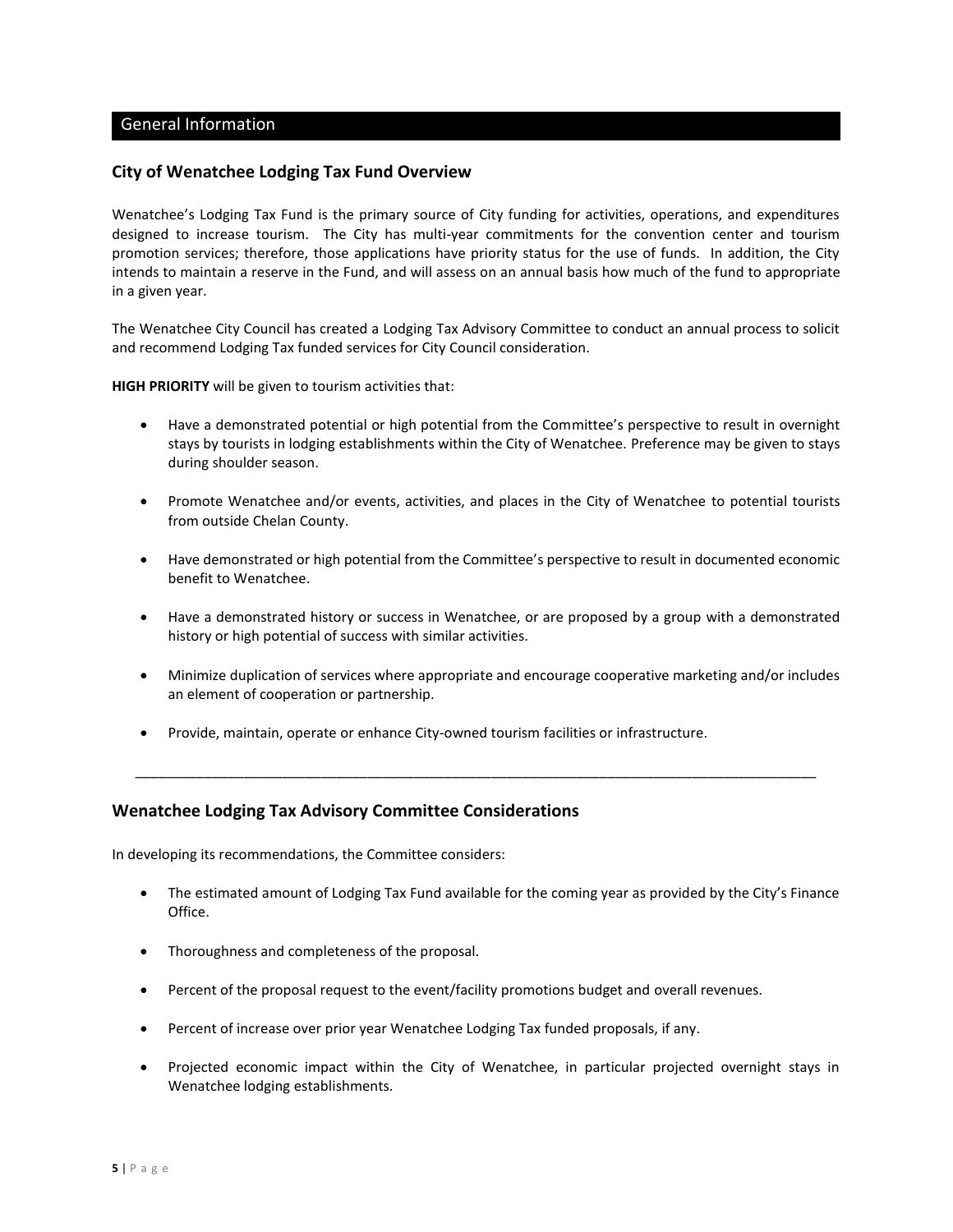## General Information

### City of Wenatchee Lodging Tax Fund Overview

Wenatchee's Lodging Tax Fund is the primary source of City funding for activities, operations, and expenditures designed to increase tourism. The City has multi-year commitments for the convention center and tourism promotion services; therefore, those applications have priority status for the use of funds. In addition, the City intends to maintain a reserve in the Fund, and will assess on an annual basis how much of the fund to appropriate in a given year.

The Wenatchee City Council has created a Lodging Tax Advisory Committee to conduct an annual process to solicit and recommend Lodging Tax funded services for City Council consideration.

**HIGH PRIORITY** will be given to tourism activities that:

- Have a demonstrated potential or high potential from the Committee's perspective to result in overnight stays by tourists in lodging establishments within the City of Wenatchee. Preference may be given to stays during shoulder season.
- Promote Wenatchee and/or events, activities, and places in the City of Wenatchee to potential tourists from outside Chelan County.
- Have demonstrated or high potential from the Committee's perspective to result in documented economic benefit to Wenatchee.
- Have a demonstrated history or success in Wenatchee, or are proposed by a group with a demonstrated history or high potential of success with similar activities.
- Minimize duplication of services where appropriate and encourage cooperative marketing and/or includes an element of cooperation or partnership.
- Provide, maintain, operate or enhance City-owned tourism facilities or infrastructure.

---

### Wenatchee Lodging Tax Advisory Committee Considerations

In developing its recommendations, the Committee considers:

- The estimated amount of Lodging Tax Fund available for the coming year as provided by the City's Finance Office.
- Thoroughness and completeness of the proposal.
- Percent of the proposal request to the event/facility promotions budget and overall revenues.
- Percent of increase over prior year Wenatchee Lodging Tax funded proposals, if any.
- Projected economic impact within the City of Wenatchee, in particular projected overnight stays in Wenatchee lodging establishments.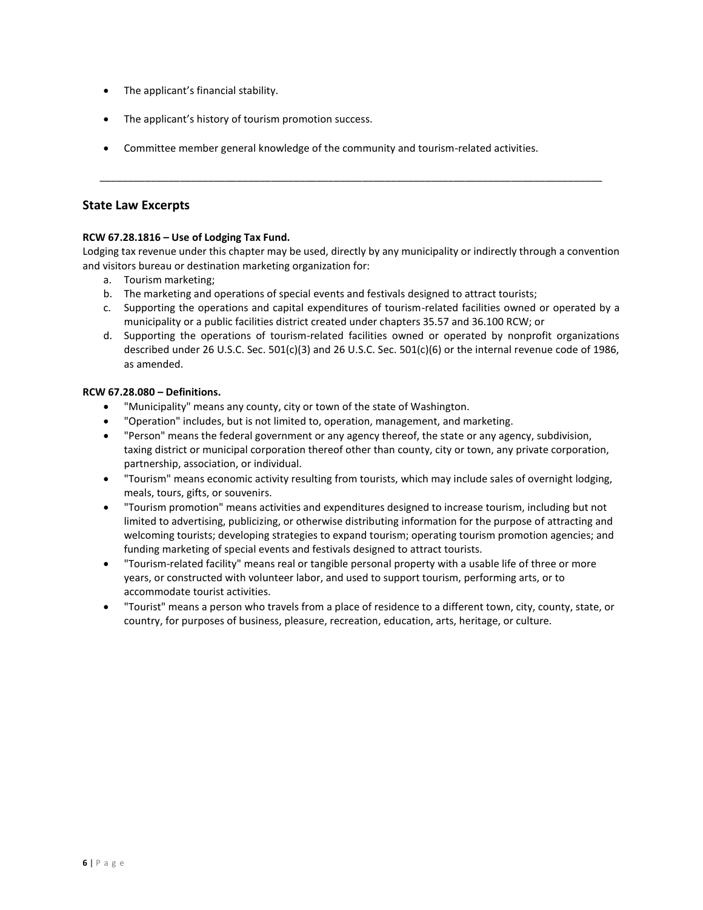- The applicant's financial stability.
- The applicant's history of tourism promotion success.
- Committee member general knowledge of the community and tourism-related activities.

---

## State Law Excerpts

**RCW 67.28.1816 – Use of Lodging Tax Fund.**

Lodging tax revenue under this chapter may be used, directly by any municipality or indirectly through a convention and visitors bureau or destination marketing organization for:

a. Tourism marketing;
b. The marketing and operations of special events and festivals designed to attract tourists;
c. Supporting the operations and capital expenditures of tourism-related facilities owned or operated by a municipality or a public facilities district created under chapters 35.57 and 36.100 RCW; or
d. Supporting the operations of tourism-related facilities owned or operated by nonprofit organizations described under 26 U.S.C. Sec. 501(c)(3) and 26 U.S.C. Sec. 501(c)(6) or the internal revenue code of 1986, as amended.

**RCW 67.28.080 – Definitions.**

- "Municipality" means any county, city or town of the state of Washington.
- "Operation" includes, but is not limited to, operation, management, and marketing.
- "Person" means the federal government or any agency thereof, the state or any agency, subdivision, taxing district or municipal corporation thereof other than county, city or town, any private corporation, partnership, association, or individual.
- "Tourism" means economic activity resulting from tourists, which may include sales of overnight lodging, meals, tours, gifts, or souvenirs.
- "Tourism promotion" means activities and expenditures designed to increase tourism, including but not limited to advertising, publicizing, or otherwise distributing information for the purpose of attracting and welcoming tourists; developing strategies to expand tourism; operating tourism promotion agencies; and funding marketing of special events and festivals designed to attract tourists.
- "Tourism-related facility" means real or tangible personal property with a usable life of three or more years, or constructed with volunteer labor, and used to support tourism, performing arts, or to accommodate tourist activities.
- "Tourist" means a person who travels from a place of residence to a different town, city, county, state, or country, for purposes of business, pleasure, recreation, education, arts, heritage, or culture.